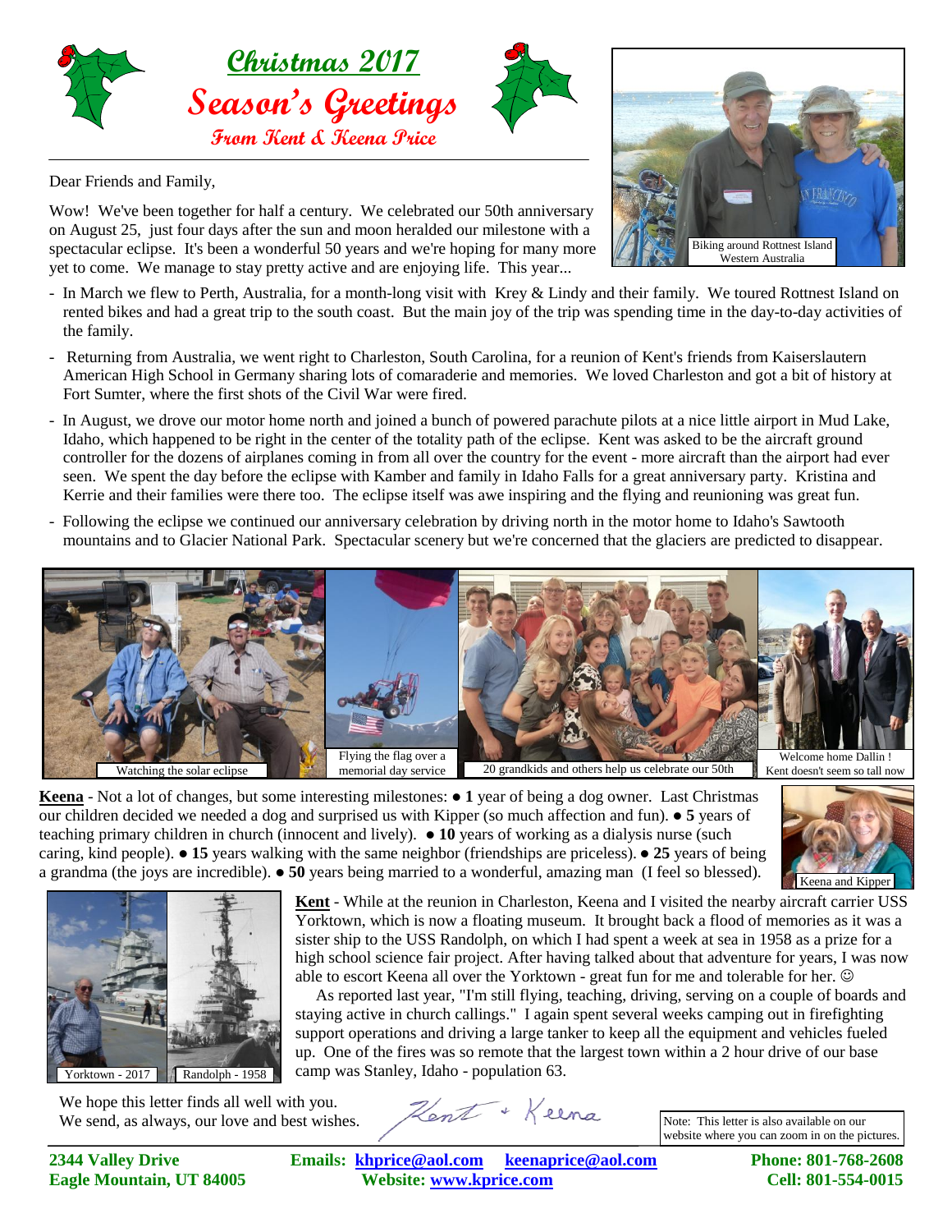# Christmas 2017

# Season's Greetings

### From Kent & Keena Price

Dear Friends and Family,

Wow! We've been together for half a century. We celebrated our 50th anniversary on August 25, just four days after the sun and moon heralded our milestone with a spectacular eclipse. It's been a wonderful 50 years and we're hoping for many more yet to come. We manage to stay pretty active and are enjoying life. This year...

Biking around Rottnest Island Western Australia

- In March we flew to Perth, Australia, for a month-long visit with Krey & Lindy and their family. We toured Rottnest Island on rented bikes and had a great trip to the south coast. But the main joy of the trip was spending time in the day-to-day activities of the family.
- Returning from Australia, we went right to Charleston, South Carolina, for a reunion of Kent's friends from Kaiserslautern American High School in Germany sharing lots of comaraderie and memories. We loved Charleston and got a bit of history at Fort Sumter, where the first shots of the Civil War were fired.
- In August, we drove our motor home north and joined a bunch of powered parachute pilots at a nice little airport in Mud Lake, Idaho, which happened to be right in the center of the totality path of the eclipse. Kent was asked to be the aircraft ground controller for the dozens of airplanes coming in from all over the country for the event - more aircraft than the airport had ever seen. We spent the day before the eclipse with Kamber and family in Idaho Falls for a great anniversary party. Kristina and Kerrie and their families were there too. The eclipse itself was awe inspiring and the flying and reunioning was great fun.
- Following the eclipse we continued our anniversary celebration by driving north in the motor home to Idaho's Sawtooth mountains and to Glacier National Park. Spectacular scenery but we're concerned that the glaciers are predicted to disappear.

Watching the solar eclipse

Flying the flag over a memorial day service

20 grandkids and others help us celebrate our 50th

Welcome home Dallin ! Kent doesn't seem so tall now

**Keena** - Not a lot of changes, but some interesting milestones: ● **1** year of being a dog owner. Last Christmas our children decided we needed a dog and surprised us with Kipper (so much affection and fun). ● **5** years of teaching primary children in church (innocent and lively). ● **10** years of working as a dialysis nurse (such caring, kind people). ● **15** years walking with the same neighbor (friendships are priceless). ● **25** years of being a grandma (the joys are incredible). ● **50** years being married to a wonderful, amazing man (I feel so blessed).

Keena and Kipper

**Kent** - While at the reunion in Charleston, Keena and I visited the nearby aircraft carrier USS Yorktown, which is now a floating museum. It brought back a flood of memories as it was a sister ship to the USS Randolph, on which I had spent a week at sea in 1958 as a prize for a high school science fair project. After having talked about that adventure for years, I was now able to escort Keena all over the Yorktown - great fun for me and tolerable for her. ☺

As reported last year, "I'm still flying, teaching, driving, serving on a couple of boards and staying active in church callings." I again spent several weeks camping out in firefighting support operations and driving a large tanker to keep all the equipment and vehicles fueled up. One of the fires was so remote that the largest town within a 2 hour drive of our base camp was Stanley, Idaho - population 63.

Yorktown - 2017 | Randolph - 1958

We hope this letter finds all well with you.
We send, as always, our love and best wishes.

Kent + Keena

Note: This letter is also available on our website where you can zoom in on the pictures.

**2344 Valley Drive**
**Eagle Mountain, UT 84005**

**Emails: khprice@aol.com keenaprice@aol.com**
**Website: www.kprice.com**

**Phone: 801-768-2608**
**Cell: 801-554-0015**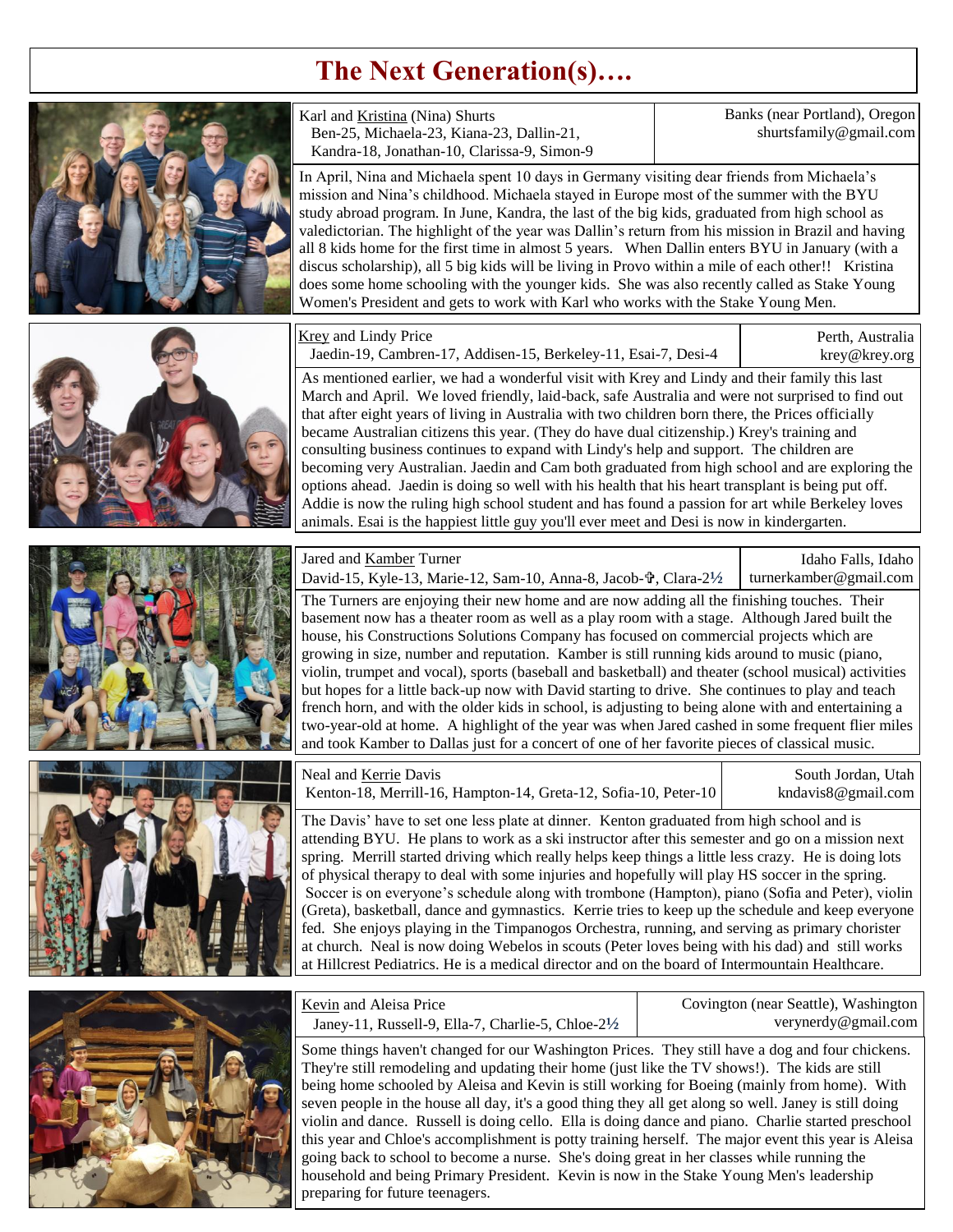# The Next Generation(s)….

Karl and Kristina (Nina) Shurts
Ben-25, Michaela-23, Kiana-23, Dallin-21, Kandra-18, Jonathan-10, Clarissa-9, Simon-9

Banks (near Portland), Oregon
shurtsfamily@gmail.com

In April, Nina and Michaela spent 10 days in Germany visiting dear friends from Michaela's mission and Nina's childhood. Michaela stayed in Europe most of the summer with the BYU study abroad program. In June, Kandra, the last of the big kids, graduated from high school as valedictorian. The highlight of the year was Dallin's return from his mission in Brazil and having all 8 kids home for the first time in almost 5 years. When Dallin enters BYU in January (with a discus scholarship), all 5 big kids will be living in Provo within a mile of each other!! Kristina does some home schooling with the younger kids. She was also recently called as Stake Young Women's President and gets to work with Karl who works with the Stake Young Men.

Krey and Lindy Price
Jaedin-19, Cambren-17, Addisen-15, Berkeley-11, Esai-7, Desi-4

Perth, Australia
krey@krey.org

As mentioned earlier, we had a wonderful visit with Krey and Lindy and their family this last March and April. We loved friendly, laid-back, safe Australia and were not surprised to find out that after eight years of living in Australia with two children born there, the Prices officially became Australian citizens this year. (They do have dual citizenship.) Krey's training and consulting business continues to expand with Lindy's help and support. The children are becoming very Australian. Jaedin and Cam both graduated from high school and are exploring the options ahead. Jaedin is doing so well with his health that his heart transplant is being put off. Addie is now the ruling high school student and has found a passion for art while Berkeley loves animals. Esai is the happiest little guy you'll ever meet and Desi is now in kindergarten.

Jared and Kamber Turner
David-15, Kyle-13, Marie-12, Sam-10, Anna-8, Jacob-✞, Clara-2½

Idaho Falls, Idaho
turnerkamber@gmail.com

The Turners are enjoying their new home and are now adding all the finishing touches. Their basement now has a theater room as well as a play room with a stage. Although Jared built the house, his Constructions Solutions Company has focused on commercial projects which are growing in size, number and reputation. Kamber is still running kids around to music (piano, violin, trumpet and vocal), sports (baseball and basketball) and theater (school musical) activities but hopes for a little back-up now with David starting to drive. She continues to play and teach french horn, and with the older kids in school, is adjusting to being alone with and entertaining a two-year-old at home. A highlight of the year was when Jared cashed in some frequent flier miles and took Kamber to Dallas just for a concert of one of her favorite pieces of classical music.

Neal and Kerrie Davis
Kenton-18, Merrill-16, Hampton-14, Greta-12, Sofia-10, Peter-10

South Jordan, Utah
kndavis8@gmail.com

The Davis' have to set one less plate at dinner. Kenton graduated from high school and is attending BYU. He plans to work as a ski instructor after this semester and go on a mission next spring. Merrill started driving which really helps keep things a little less crazy. He is doing lots of physical therapy to deal with some injuries and hopefully will play HS soccer in the spring. Soccer is on everyone's schedule along with trombone (Hampton), piano (Sofia and Peter), violin (Greta), basketball, dance and gymnastics. Kerrie tries to keep up the schedule and keep everyone fed. She enjoys playing in the Timpanogos Orchestra, running, and serving as primary chorister at church. Neal is now doing Webelos in scouts (Peter loves being with his dad) and still works at Hillcrest Pediatrics. He is a medical director and on the board of Intermountain Healthcare.

Kevin and Aleisa Price
Janey-11, Russell-9, Ella-7, Charlie-5, Chloe-2½

Covington (near Seattle), Washington
verynerdy@gmail.com

Some things haven't changed for our Washington Prices. They still have a dog and four chickens. They're still remodeling and updating their home (just like the TV shows!). The kids are still being home schooled by Aleisa and Kevin is still working for Boeing (mainly from home). With seven people in the house all day, it's a good thing they all get along so well. Janey is still doing violin and dance. Russell is doing cello. Ella is doing dance and piano. Charlie started preschool this year and Chloe's accomplishment is potty training herself. The major event this year is Aleisa going back to school to become a nurse. She's doing great in her classes while running the household and being Primary President. Kevin is now in the Stake Young Men's leadership preparing for future teenagers.